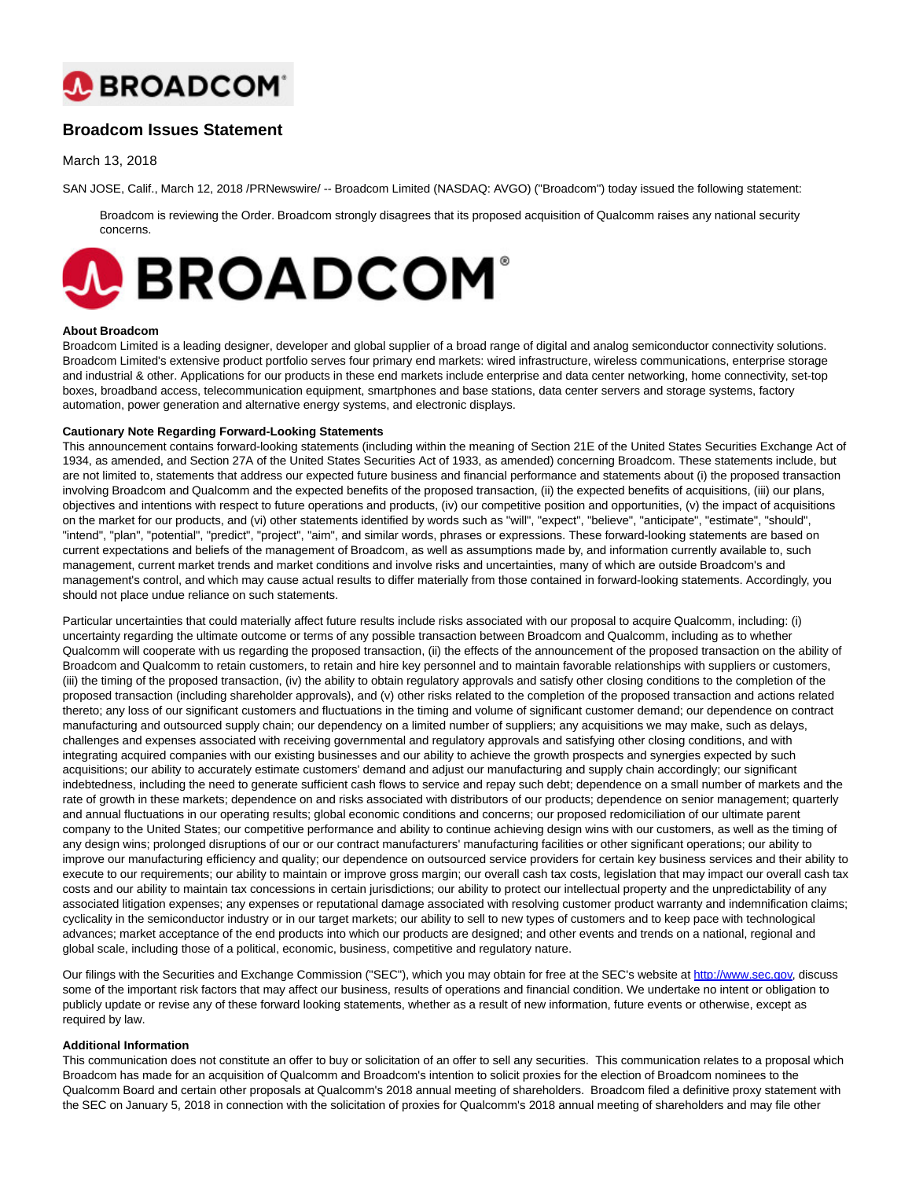# Broadcom Issues Statement

March 13, 2018

SAN JOSE, Calif., March 12, 2018 /PRNewswire/ -- Broadcom Limited (NASDAQ: AVGO) ("Broadcom") today issued the following statement:

> Broadcom is reviewing the Order. Broadcom strongly disagrees that its proposed acquisition of Qualcomm raises any national security concerns.

**About Broadcom**
Broadcom Limited is a leading designer, developer and global supplier of a broad range of digital and analog semiconductor connectivity solutions. Broadcom Limited's extensive product portfolio serves four primary end markets: wired infrastructure, wireless communications, enterprise storage and industrial & other. Applications for our products in these end markets include enterprise and data center networking, home connectivity, set-top boxes, broadband access, telecommunication equipment, smartphones and base stations, data center servers and storage systems, factory automation, power generation and alternative energy systems, and electronic displays.

**Cautionary Note Regarding Forward-Looking Statements**
This announcement contains forward-looking statements (including within the meaning of Section 21E of the United States Securities Exchange Act of 1934, as amended, and Section 27A of the United States Securities Act of 1933, as amended) concerning Broadcom. These statements include, but are not limited to, statements that address our expected future business and financial performance and statements about (i) the proposed transaction involving Broadcom and Qualcomm and the expected benefits of the proposed transaction, (ii) the expected benefits of acquisitions, (iii) our plans, objectives and intentions with respect to future operations and products, (iv) our competitive position and opportunities, (v) the impact of acquisitions on the market for our products, and (vi) other statements identified by words such as "will", "expect", "believe", "anticipate", "estimate", "should", "intend", "plan", "potential", "predict", "project", "aim", and similar words, phrases or expressions. These forward-looking statements are based on current expectations and beliefs of the management of Broadcom, as well as assumptions made by, and information currently available to, such management, current market trends and market conditions and involve risks and uncertainties, many of which are outside Broadcom's and management's control, and which may cause actual results to differ materially from those contained in forward-looking statements. Accordingly, you should not place undue reliance on such statements.

Particular uncertainties that could materially affect future results include risks associated with our proposal to acquire Qualcomm, including: (i) uncertainty regarding the ultimate outcome or terms of any possible transaction between Broadcom and Qualcomm, including as to whether Qualcomm will cooperate with us regarding the proposed transaction, (ii) the effects of the announcement of the proposed transaction on the ability of Broadcom and Qualcomm to retain customers, to retain and hire key personnel and to maintain favorable relationships with suppliers or customers, (iii) the timing of the proposed transaction, (iv) the ability to obtain regulatory approvals and satisfy other closing conditions to the completion of the proposed transaction (including shareholder approvals), and (v) other risks related to the completion of the proposed transaction and actions related thereto; any loss of our significant customers and fluctuations in the timing and volume of significant customer demand; our dependence on contract manufacturing and outsourced supply chain; our dependency on a limited number of suppliers; any acquisitions we may make, such as delays, challenges and expenses associated with receiving governmental and regulatory approvals and satisfying other closing conditions, and with integrating acquired companies with our existing businesses and our ability to achieve the growth prospects and synergies expected by such acquisitions; our ability to accurately estimate customers' demand and adjust our manufacturing and supply chain accordingly; our significant indebtedness, including the need to generate sufficient cash flows to service and repay such debt; dependence on a small number of markets and the rate of growth in these markets; dependence on and risks associated with distributors of our products; dependence on senior management; quarterly and annual fluctuations in our operating results; global economic conditions and concerns; our proposed redomiciliation of our ultimate parent company to the United States; our competitive performance and ability to continue achieving design wins with our customers, as well as the timing of any design wins; prolonged disruptions of our or our contract manufacturers' manufacturing facilities or other significant operations; our ability to improve our manufacturing efficiency and quality; our dependence on outsourced service providers for certain key business services and their ability to execute to our requirements; our ability to maintain or improve gross margin; our overall cash tax costs, legislation that may impact our overall cash tax costs and our ability to maintain tax concessions in certain jurisdictions; our ability to protect our intellectual property and the unpredictability of any associated litigation expenses; any expenses or reputational damage associated with resolving customer product warranty and indemnification claims; cyclicality in the semiconductor industry or in our target markets; our ability to sell to new types of customers and to keep pace with technological advances; market acceptance of the end products into which our products are designed; and other events and trends on a national, regional and global scale, including those of a political, economic, business, competitive and regulatory nature.

Our filings with the Securities and Exchange Commission ("SEC"), which you may obtain for free at the SEC's website at http://www.sec.gov, discuss some of the important risk factors that may affect our business, results of operations and financial condition. We undertake no intent or obligation to publicly update or revise any of these forward looking statements, whether as a result of new information, future events or otherwise, except as required by law.

**Additional Information**
This communication does not constitute an offer to buy or solicitation of an offer to sell any securities. This communication relates to a proposal which Broadcom has made for an acquisition of Qualcomm and Broadcom's intention to solicit proxies for the election of Broadcom nominees to the Qualcomm Board and certain other proposals at Qualcomm's 2018 annual meeting of shareholders. Broadcom filed a definitive proxy statement with the SEC on January 5, 2018 in connection with the solicitation of proxies for Qualcomm's 2018 annual meeting of shareholders and may file other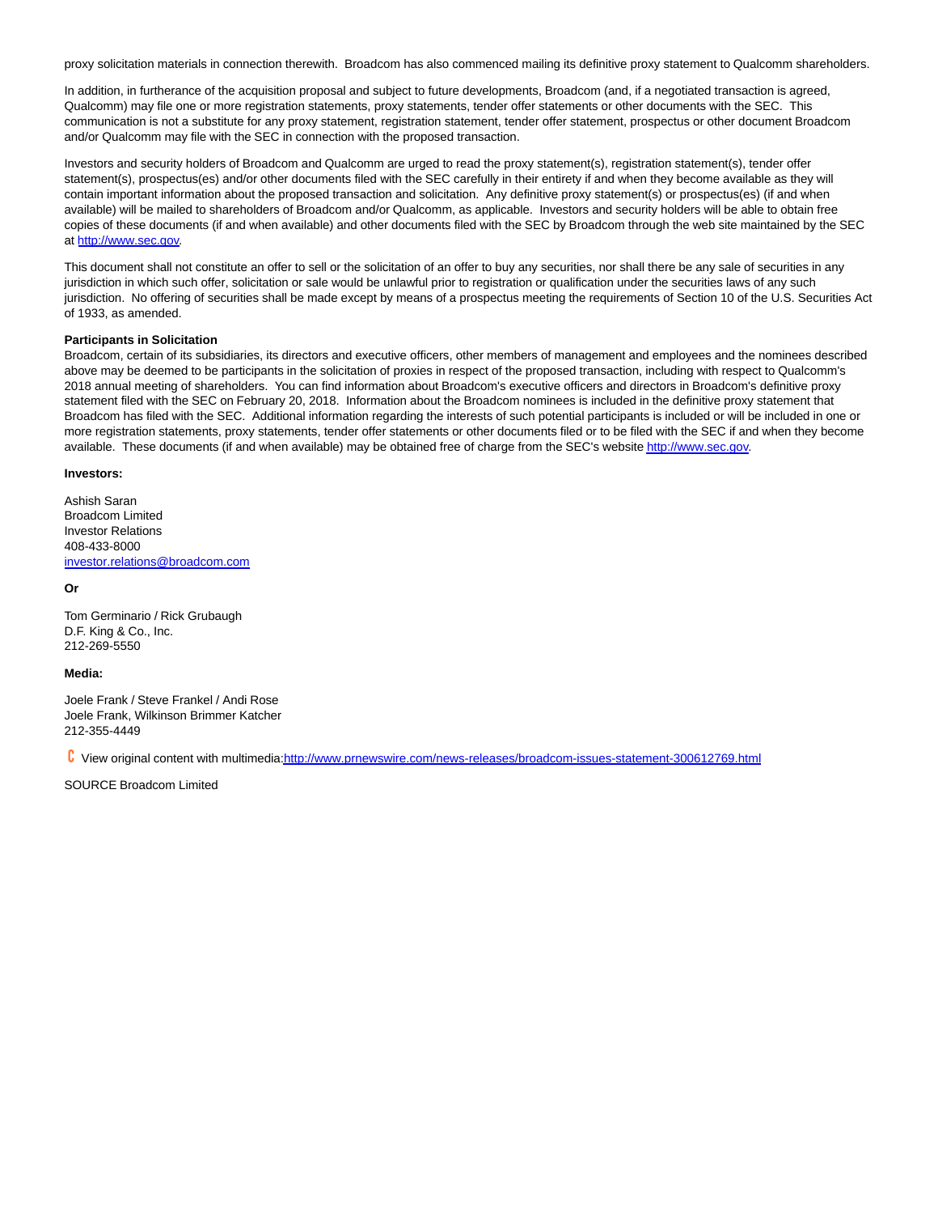proxy solicitation materials in connection therewith. Broadcom has also commenced mailing its definitive proxy statement to Qualcomm shareholders.

In addition, in furtherance of the acquisition proposal and subject to future developments, Broadcom (and, if a negotiated transaction is agreed, Qualcomm) may file one or more registration statements, proxy statements, tender offer statements or other documents with the SEC. This communication is not a substitute for any proxy statement, registration statement, tender offer statement, prospectus or other document Broadcom and/or Qualcomm may file with the SEC in connection with the proposed transaction.

Investors and security holders of Broadcom and Qualcomm are urged to read the proxy statement(s), registration statement(s), tender offer statement(s), prospectus(es) and/or other documents filed with the SEC carefully in their entirety if and when they become available as they will contain important information about the proposed transaction and solicitation. Any definitive proxy statement(s) or prospectus(es) (if and when available) will be mailed to shareholders of Broadcom and/or Qualcomm, as applicable. Investors and security holders will be able to obtain free copies of these documents (if and when available) and other documents filed with the SEC by Broadcom through the web site maintained by the SEC at http://www.sec.gov.

This document shall not constitute an offer to sell or the solicitation of an offer to buy any securities, nor shall there be any sale of securities in any jurisdiction in which such offer, solicitation or sale would be unlawful prior to registration or qualification under the securities laws of any such jurisdiction. No offering of securities shall be made except by means of a prospectus meeting the requirements of Section 10 of the U.S. Securities Act of 1933, as amended.

**Participants in Solicitation**
Broadcom, certain of its subsidiaries, its directors and executive officers, other members of management and employees and the nominees described above may be deemed to be participants in the solicitation of proxies in respect of the proposed transaction, including with respect to Qualcomm's 2018 annual meeting of shareholders. You can find information about Broadcom's executive officers and directors in Broadcom's definitive proxy statement filed with the SEC on February 20, 2018. Information about the Broadcom nominees is included in the definitive proxy statement that Broadcom has filed with the SEC. Additional information regarding the interests of such potential participants is included or will be included in one or more registration statements, proxy statements, tender offer statements or other documents filed or to be filed with the SEC if and when they become available. These documents (if and when available) may be obtained free of charge from the SEC's website http://www.sec.gov.

**Investors:**

Ashish Saran
Broadcom Limited
Investor Relations
408-433-8000
investor.relations@broadcom.com

**Or**

Tom Germinario / Rick Grubaugh
D.F. King & Co., Inc.
212-269-5550

**Media:**

Joele Frank / Steve Frankel / Andi Rose
Joele Frank, Wilkinson Brimmer Katcher
212-355-4449

View original content with multimedia:http://www.prnewswire.com/news-releases/broadcom-issues-statement-300612769.html

SOURCE Broadcom Limited